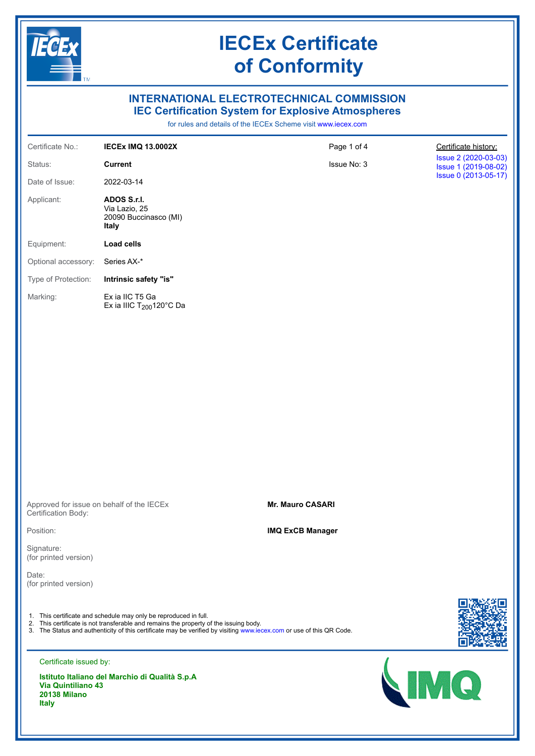# IECEx Certificate of Conformity

## INTERNATIONAL ELECTROTECHNICAL COMMISSION
## IEC Certification System for Explosive Atmospheres

for rules and details of the IECEx Scheme visit www.iecex.com

| | | | |
|---|---|---|---|
| Certificate No.: | **IECEx IMQ 13.0002X** | Page 1 of 4 | Certificate history: |
| Status: | **Current** | Issue No: 3 | Issue 2 (2020-03-03) Issue 1 (2019-08-02) Issue 0 (2013-05-17) |
| Date of Issue: | 2022-03-14 | | |
| Applicant: | **ADOS S.r.l.** Via Lazio, 25 20090 Buccinasco (MI) **Italy** | | |
| Equipment: | **Load cells** | | |
| Optional accessory: | Series AX-* | | |
| Type of Protection: | **Intrinsic safety "is"** | | |
| Marking: | Ex ia IIC T5 Ga Ex ia IIIC $T_{200}$120°C Da | | |

| | |
|---|---|
| Approved for issue on behalf of the IECEx Certification Body: | **Mr. Mauro CASARI** |
| Position: | **IMQ ExCB Manager** |
| Signature: (for printed version) | |
| Date: (for printed version) | |

1. This certificate and schedule may only be reproduced in full.
2. This certificate is not transferable and remains the property of the issuing body.
3. The Status and authenticity of this certificate may be verified by visiting www.iecex.com or use of this QR Code.

Certificate issued by:

**Istituto Italiano del Marchio di Qualità S.p.A**
**Via Quintiliano 43**
**20138 Milano**
**Italy**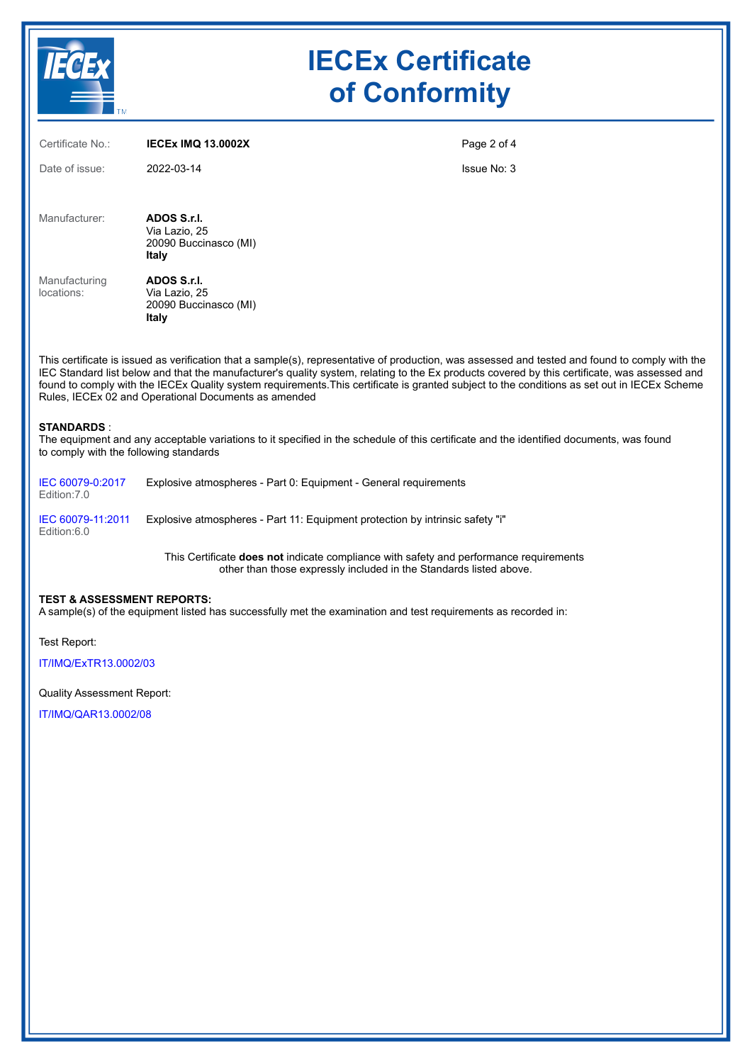# IECEx Certificate of Conformity

| | | | |
|---|---|---|---|
| Certificate No.: | **IECEx IMQ 13.0002X** | | |
| Date of issue: | 2022-03-14 | | Issue No: 3 |

Manufacturer: **ADOS S.r.l.**
Via Lazio, 25
20090 Buccinasco (MI)
**Italy**

Manufacturing locations: **ADOS S.r.l.**
Via Lazio, 25
20090 Buccinasco (MI)
**Italy**

This certificate is issued as verification that a sample(s), representative of production, was assessed and tested and found to comply with the IEC Standard list below and that the manufacturer's quality system, relating to the Ex products covered by this certificate, was assessed and found to comply with the IECEx Quality system requirements.This certificate is granted subject to the conditions as set out in IECEx Scheme Rules, IECEx 02 and Operational Documents as amended

**STANDARDS** :
The equipment and any acceptable variations to it specified in the schedule of this certificate and the identified documents, was found to comply with the following standards

| | |
|---|---|
| IEC 60079-0:2017 Edition:7.0 | Explosive atmospheres - Part 0: Equipment - General requirements |
| IEC 60079-11:2011 Edition:6.0 | Explosive atmospheres - Part 11: Equipment protection by intrinsic safety "i" |

This Certificate **does not** indicate compliance with safety and performance requirements other than those expressly included in the Standards listed above.

**TEST & ASSESSMENT REPORTS:**
A sample(s) of the equipment listed has successfully met the examination and test requirements as recorded in:

Test Report:

IT/IMQ/ExTR13.0002/03

Quality Assessment Report:

IT/IMQ/QAR13.0002/08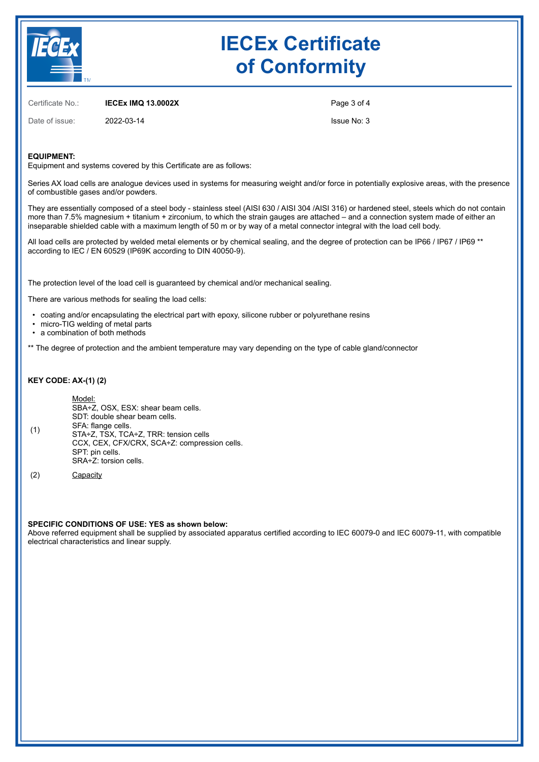# IECEx Certificate of Conformity

Certificate No.: **IECEx IMQ 13.0002X**

Date of issue: 2022-03-14

Issue No: 3

**EQUIPMENT:**
Equipment and systems covered by this Certificate are as follows:

Series AX load cells are analogue devices used in systems for measuring weight and/or force in potentially explosive areas, with the presence of combustible gases and/or powders.

They are essentially composed of a steel body - stainless steel (AISI 630 / AISI 304 /AISI 316) or hardened steel, steels which do not contain more than 7.5% magnesium + titanium + zirconium, to which the strain gauges are attached – and a connection system made of either an inseparable shielded cable with a maximum length of 50 m or by way of a metal connector integral with the load cell body.

All load cells are protected by welded metal elements or by chemical sealing, and the degree of protection can be IP66 / IP67 / IP69 ** according to IEC / EN 60529 (IP69K according to DIN 40050-9).

The protection level of the load cell is guaranteed by chemical and/or mechanical sealing.

There are various methods for sealing the load cells:

- coating and/or encapsulating the electrical part with epoxy, silicone rubber or polyurethane resins
- micro-TIG welding of metal parts
- a combination of both methods

** The degree of protection and the ambient temperature may vary depending on the type of cable gland/connector

**KEY CODE: AX-(1) (2)**

| | |
|---|---|
| (1) | Model:<br>SBA÷Z, OSX, ESX: shear beam cells.<br>SDT: double shear beam cells.<br>SFA: flange cells.<br>STA÷Z, TSX, TCA÷Z, TRR: tension cells<br>CCX, CEX, CFX/CRX, SCA÷Z: compression cells.<br>SPT: pin cells.<br>SRA÷Z: torsion cells. |
| (2) | Capacity |

**SPECIFIC CONDITIONS OF USE: YES as shown below:**
Above referred equipment shall be supplied by associated apparatus certified according to IEC 60079-0 and IEC 60079-11, with compatible electrical characteristics and linear supply.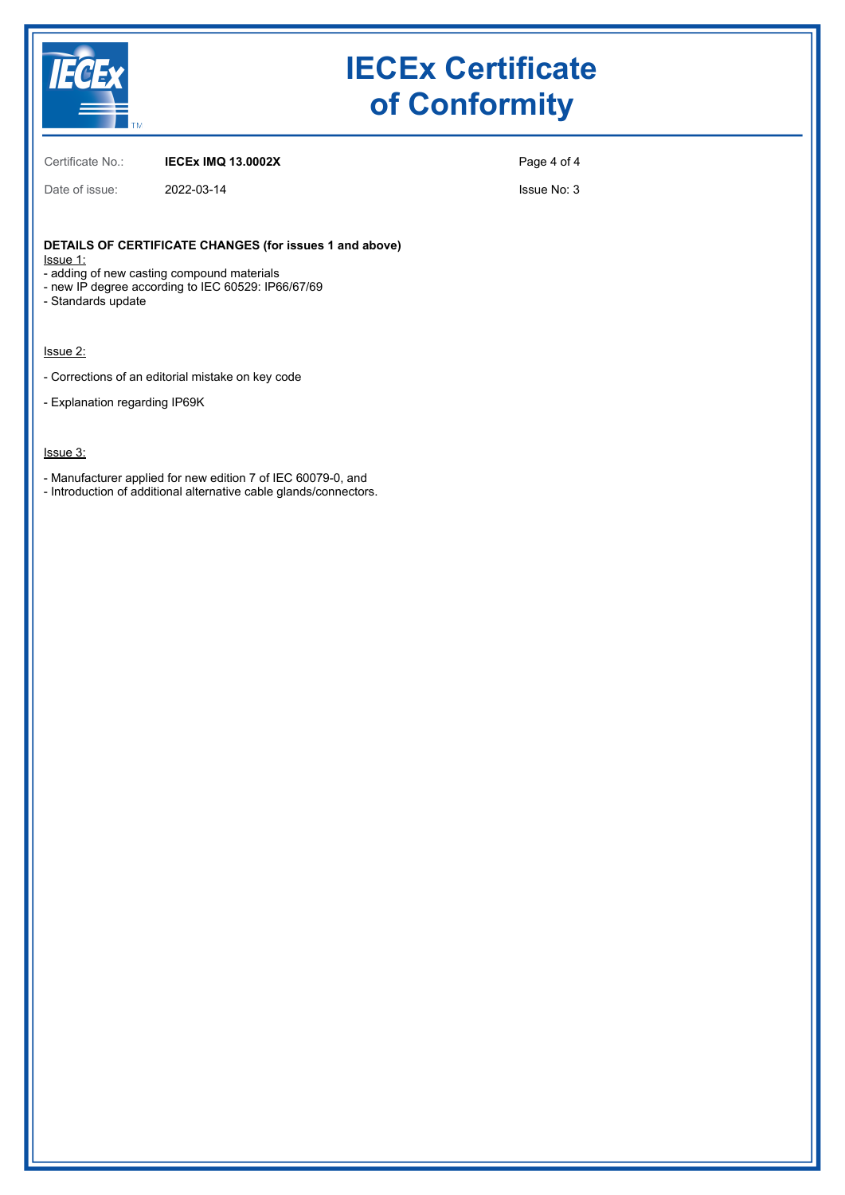# IECEx Certificate of Conformity

Certificate No.: **IECEx IMQ 13.0002X**

Date of issue: 2022-03-14

Issue No: 3

**DETAILS OF CERTIFICATE CHANGES (for issues 1 and above)**

Issue 1:

- adding of new casting compound materials
- new IP degree according to IEC 60529: IP66/67/69
- Standards update

Issue 2:

- Corrections of an editorial mistake on key code
- Explanation regarding IP69K

Issue 3:

- Manufacturer applied for new edition 7 of IEC 60079-0, and
- Introduction of additional alternative cable glands/connectors.